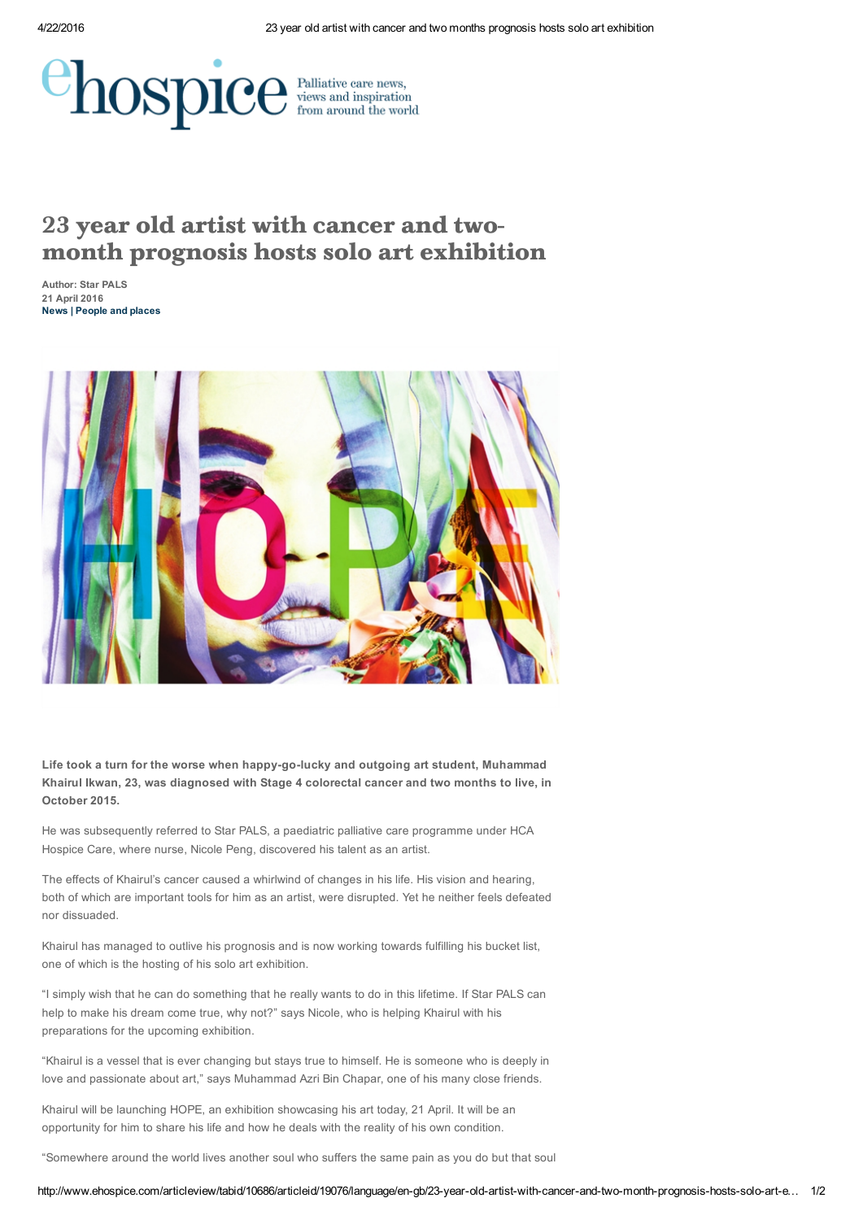# 23 year old artist with cancer and two-month prognosis hosts solo art exhibition

**Author: Star PALS**
**21 April 2016**
**News | People and places**

**Life took a turn for the worse when happy-go-lucky and outgoing art student, Muhammad Khairul Ikwan, 23, was diagnosed with Stage 4 colorectal cancer and two months to live, in October 2015.**

He was subsequently referred to Star PALS, a paediatric palliative care programme under HCA Hospice Care, where nurse, Nicole Peng, discovered his talent as an artist.

The effects of Khairul's cancer caused a whirlwind of changes in his life. His vision and hearing, both of which are important tools for him as an artist, were disrupted. Yet he neither feels defeated nor dissuaded.

Khairul has managed to outlive his prognosis and is now working towards fulfilling his bucket list, one of which is the hosting of his solo art exhibition.

"I simply wish that he can do something that he really wants to do in this lifetime. If Star PALS can help to make his dream come true, why not?" says Nicole, who is helping Khairul with his preparations for the upcoming exhibition.

"Khairul is a vessel that is ever changing but stays true to himself. He is someone who is deeply in love and passionate about art," says Muhammad Azri Bin Chapar, one of his many close friends.

Khairul will be launching HOPE, an exhibition showcasing his art today, 21 April. It will be an opportunity for him to share his life and how he deals with the reality of his own condition.

"Somewhere around the world lives another soul who suffers the same pain as you do but that soul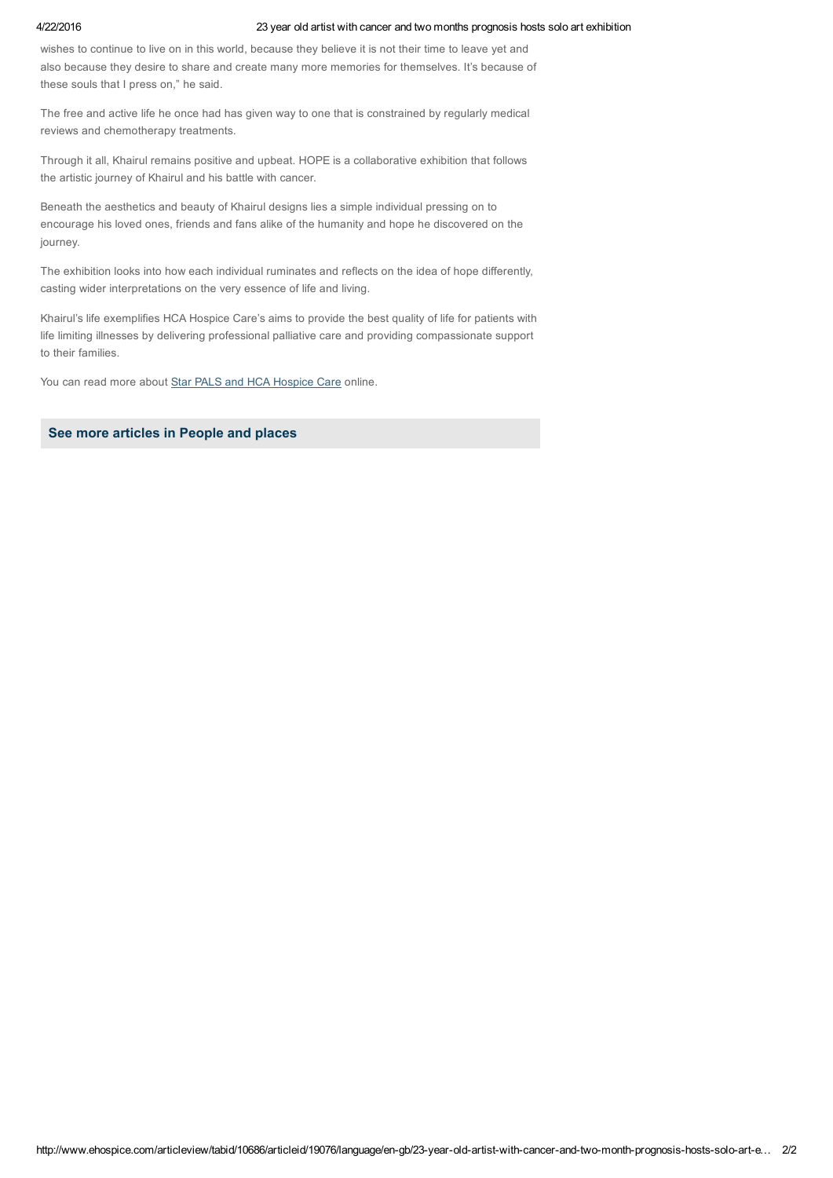wishes to continue to live on in this world, because they believe it is not their time to leave yet and also because they desire to share and create many more memories for themselves. It's because of these souls that I press on," he said.

The free and active life he once had has given way to one that is constrained by regularly medical reviews and chemotherapy treatments.

Through it all, Khairul remains positive and upbeat. HOPE is a collaborative exhibition that follows the artistic journey of Khairul and his battle with cancer.

Beneath the aesthetics and beauty of Khairul designs lies a simple individual pressing on to encourage his loved ones, friends and fans alike of the humanity and hope he discovered on the journey.

The exhibition looks into how each individual ruminates and reflects on the idea of hope differently, casting wider interpretations on the very essence of life and living.

Khairul's life exemplifies HCA Hospice Care's aims to provide the best quality of life for patients with life limiting illnesses by delivering professional palliative care and providing compassionate support to their families.

You can read more about Star PALS and HCA Hospice Care online.

**See more articles in People and places**